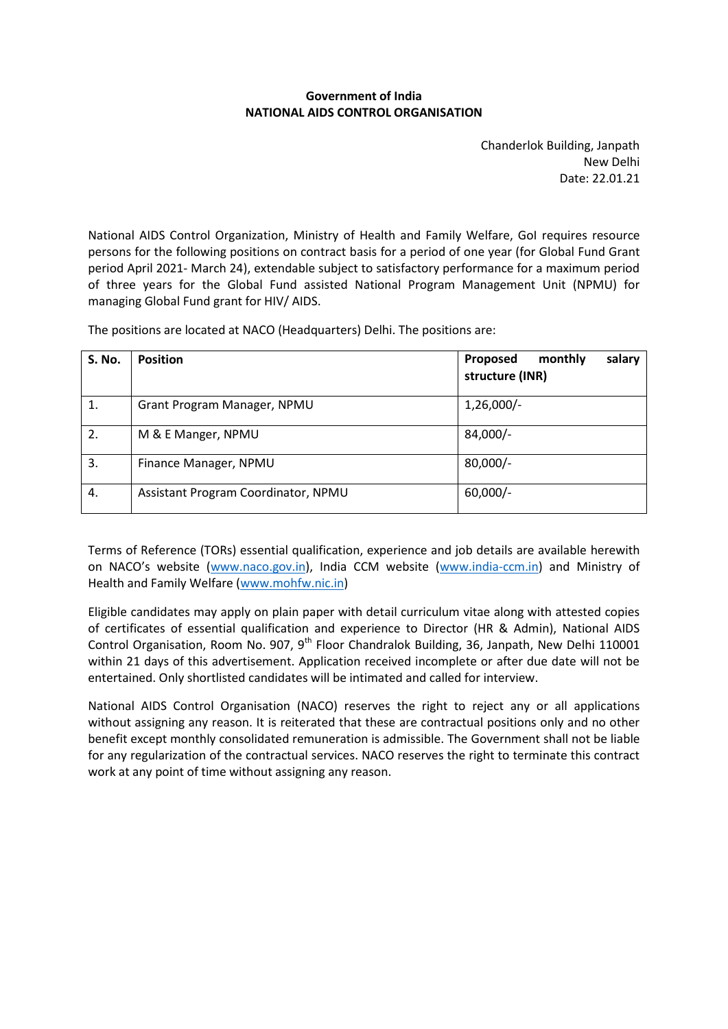**Government of India**
**NATIONAL AIDS CONTROL ORGANISATION**

Chanderlok Building, Janpath
New Delhi
Date: 22.01.21

National AIDS Control Organization, Ministry of Health and Family Welfare, GoI requires resource persons for the following positions on contract basis for a period of one year (for Global Fund Grant period April 2021- March 24), extendable subject to satisfactory performance for a maximum period of three years for the Global Fund assisted National Program Management Unit (NPMU) for managing Global Fund grant for HIV/ AIDS.

The positions are located at NACO (Headquarters) Delhi. The positions are:

| S. No. | Position | Proposed monthly salary structure (INR) |
|---|---|---|
| 1. | Grant Program Manager, NPMU | 1,26,000/- |
| 2. | M & E Manger, NPMU | 84,000/- |
| 3. | Finance Manager, NPMU | 80,000/- |
| 4. | Assistant Program Coordinator, NPMU | 60,000/- |

Terms of Reference (TORs) essential qualification, experience and job details are available herewith on NACO's website (www.naco.gov.in), India CCM website (www.india-ccm.in) and Ministry of Health and Family Welfare (www.mohfw.nic.in)

Eligible candidates may apply on plain paper with detail curriculum vitae along with attested copies of certificates of essential qualification and experience to Director (HR & Admin), National AIDS Control Organisation, Room No. 907, 9th Floor Chandralok Building, 36, Janpath, New Delhi 110001 within 21 days of this advertisement. Application received incomplete or after due date will not be entertained. Only shortlisted candidates will be intimated and called for interview.

National AIDS Control Organisation (NACO) reserves the right to reject any or all applications without assigning any reason. It is reiterated that these are contractual positions only and no other benefit except monthly consolidated remuneration is admissible. The Government shall not be liable for any regularization of the contractual services. NACO reserves the right to terminate this contract work at any point of time without assigning any reason.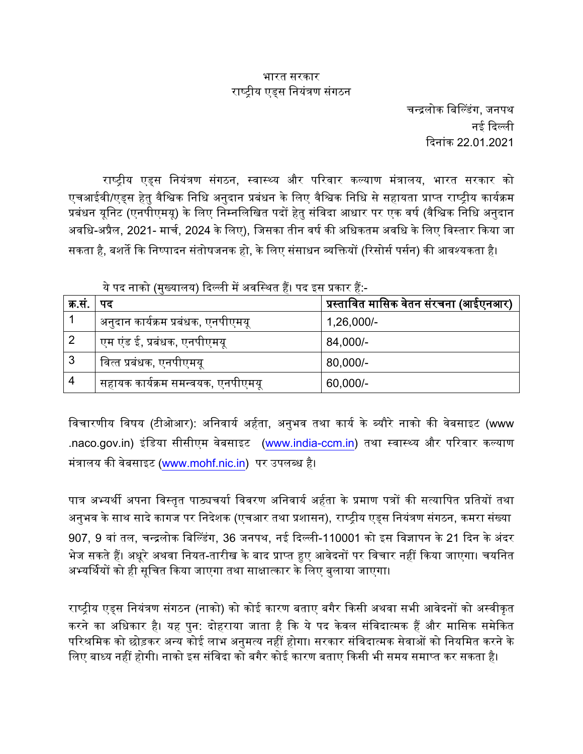भारत सरकार
राष्ट्रीय एड्स नियंत्रण संगठन

चन्द्रलोक बिल्डिंग, जनपथ
नई दिल्ली
दिनांक 22.01.2021

राष्ट्रीय एड्स नियंत्रण संगठन, स्वास्थ्य और परिवार कल्याण मंत्रालय, भारत सरकार को एचआईवी/एड्स हेतु वैश्विक निधि अनुदान प्रबंधन के लिए वैश्विक निधि से सहायता प्राप्त राष्ट्रीय कार्यक्रम प्रबंधन यूनिट (एनपीएमयू) के लिए निम्नलिखित पदों हेतु संविदा आधार पर एक वर्ष (वैश्विक निधि अनुदान अवधि-अप्रैल, 2021- मार्च, 2024 के लिए), जिसका तीन वर्ष की अधिकतम अवधि के लिए विस्तार किया जा सकता है, बशर्ते कि निष्पादन संतोषजनक हो, के लिए संसाधन व्यक्तियों (रिसोर्स पर्सन) की आवश्यकता है।

ये पद नाको (मुख्यालय) दिल्ली में अवस्थित हैं। पद इस प्रकार हैं:-

| क्र.सं. | पद | प्रस्तावित मासिक वेतन संरचना (आईएनआर) |
|---|---|---|
| 1 | अनुदान कार्यक्रम प्रबंधक, एनपीएमयू | 1,26,000/- |
| 2 | एम एंड ई, प्रबंधक, एनपीएमयू | 84,000/- |
| 3 | वित्त प्रबंधक, एनपीएमयू | 80,000/- |
| 4 | सहायक कार्यक्रम समन्वयक, एनपीएमयू | 60,000/- |

विचारणीय विषय (टीओआर): अनिवार्य अर्हता, अनुभव तथा कार्य के ब्यौरे नाको की वेबसाइट (www .naco.gov.in) इंडिया सीसीएम वेबसाइट (www.india-ccm.in) तथा स्वास्थ्य और परिवार कल्याण मंत्रालय की वेबसाइट (www.mohf.nic.in) पर उपलब्ध है।

पात्र अभ्यर्थी अपना विस्तृत पाठ्यचर्या विवरण अनिवार्य अर्हता के प्रमाण पत्रों की सत्यापित प्रतियों तथा अनुभव के साथ सादे कागज पर निदेशक (एचआर तथा प्रशासन), राष्ट्रीय एड्स नियंत्रण संगठन, कमरा संख्या 907, 9 वां तल, चन्द्रलोक बिल्डिंग, 36 जनपथ, नई दिल्ली-110001 को इस विज्ञापन के 21 दिन के अंदर भेज सकते हैं। अधूरे अथवा नियत-तारीख के बाद प्राप्त हुए आवेदनों पर विचार नहीं किया जाएगा। चयनित अभ्यर्थियों को ही सूचित किया जाएगा तथा साक्षात्कार के लिए बुलाया जाएगा।

राष्ट्रीय एड्स नियंत्रण संगठन (नाको) को कोई कारण बताए बगैर किसी अथवा सभी आवेदनों को अस्वीकृत करने का अधिकार है। यह पुन: दोहराया जाता है कि ये पद केवल संविदात्मक हैं और मासिक समेकित परिश्रमिक को छोड़कर अन्य कोई लाभ अनुमत्य नहीं होगा। सरकार संविदात्मक सेवाओं को नियमित करने के लिए बाध्य नहीं होगी। नाको इस संविदा को बगैर कोई कारण बताए किसी भी समय समाप्त कर सकता है।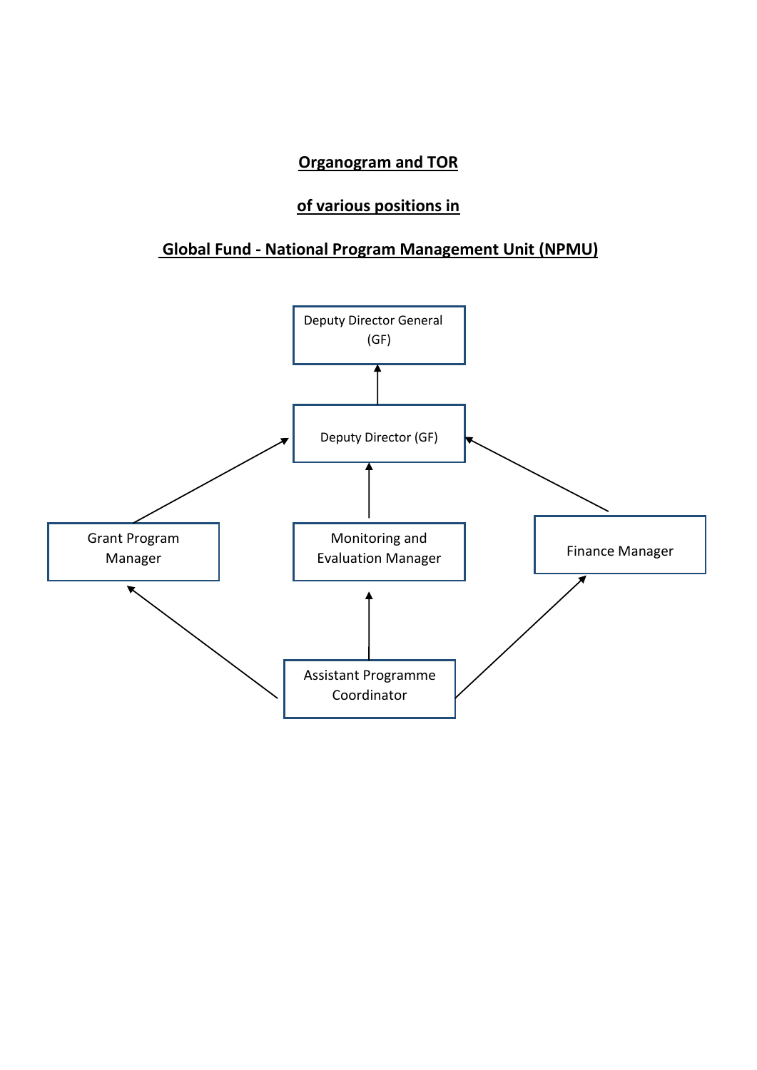# Organogram and TOR

## of various positions in

## Global Fund - National Program Management Unit (NPMU)

Deputy Director General (GF)

Deputy Director (GF)

Grant Program Manager

Monitoring and Evaluation Manager

Finance Manager

Assistant Programme Coordinator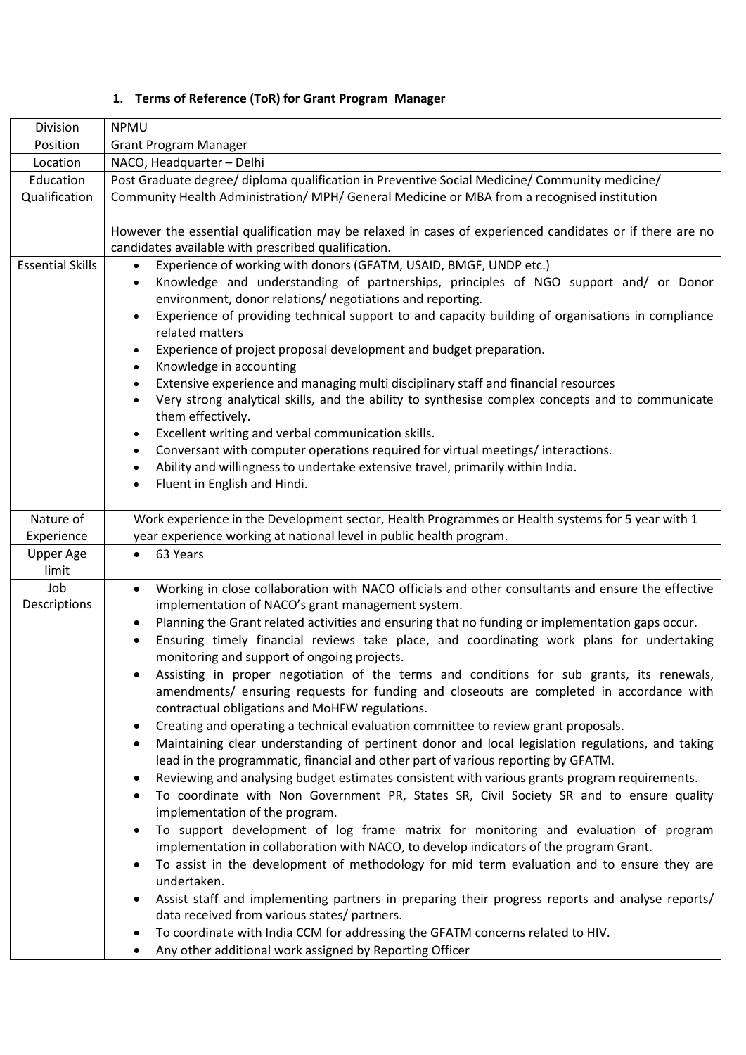### 1. Terms of Reference (ToR) for Grant Program Manager

| | |
|---|---|
| Division | NPMU |
| Position | Grant Program Manager |
| Location | NACO, Headquarter – Delhi |
| Education Qualification | Post Graduate degree/ diploma qualification in Preventive Social Medicine/ Community medicine/ Community Health Administration/ MPH/ General Medicine or MBA from a recognised institution<br><br>However the essential qualification may be relaxed in cases of experienced candidates or if there are no candidates available with prescribed qualification. |
| Essential Skills | • Experience of working with donors (GFATM, USAID, BMGF, UNDP etc.)<br>• Knowledge and understanding of partnerships, principles of NGO support and/ or Donor environment, donor relations/ negotiations and reporting.<br>• Experience of providing technical support to and capacity building of organisations in compliance related matters<br>• Experience of project proposal development and budget preparation.<br>• Knowledge in accounting<br>• Extensive experience and managing multi disciplinary staff and financial resources<br>• Very strong analytical skills, and the ability to synthesise complex concepts and to communicate them effectively.<br>• Excellent writing and verbal communication skills.<br>• Conversant with computer operations required for virtual meetings/ interactions.<br>• Ability and willingness to undertake extensive travel, primarily within India.<br>• Fluent in English and Hindi. |
| Nature of Experience | Work experience in the Development sector, Health Programmes or Health systems for 5 year with 1 year experience working at national level in public health program. |
| Upper Age limit | • 63 Years |
| Job Descriptions | • Working in close collaboration with NACO officials and other consultants and ensure the effective implementation of NACO's grant management system.<br>• Planning the Grant related activities and ensuring that no funding or implementation gaps occur.<br>• Ensuring timely financial reviews take place, and coordinating work plans for undertaking monitoring and support of ongoing projects.<br>• Assisting in proper negotiation of the terms and conditions for sub grants, its renewals, amendments/ ensuring requests for funding and closeouts are completed in accordance with contractual obligations and MoHFW regulations.<br>• Creating and operating a technical evaluation committee to review grant proposals.<br>• Maintaining clear understanding of pertinent donor and local legislation regulations, and taking lead in the programmatic, financial and other part of various reporting by GFATM.<br>• Reviewing and analysing budget estimates consistent with various grants program requirements.<br>• To coordinate with Non Government PR, States SR, Civil Society SR and to ensure quality implementation of the program.<br>• To support development of log frame matrix for monitoring and evaluation of program implementation in collaboration with NACO, to develop indicators of the program Grant.<br>• To assist in the development of methodology for mid term evaluation and to ensure they are undertaken.<br>• Assist staff and implementing partners in preparing their progress reports and analyse reports/ data received from various states/ partners.<br>• To coordinate with India CCM for addressing the GFATM concerns related to HIV.<br>• Any other additional work assigned by Reporting Officer |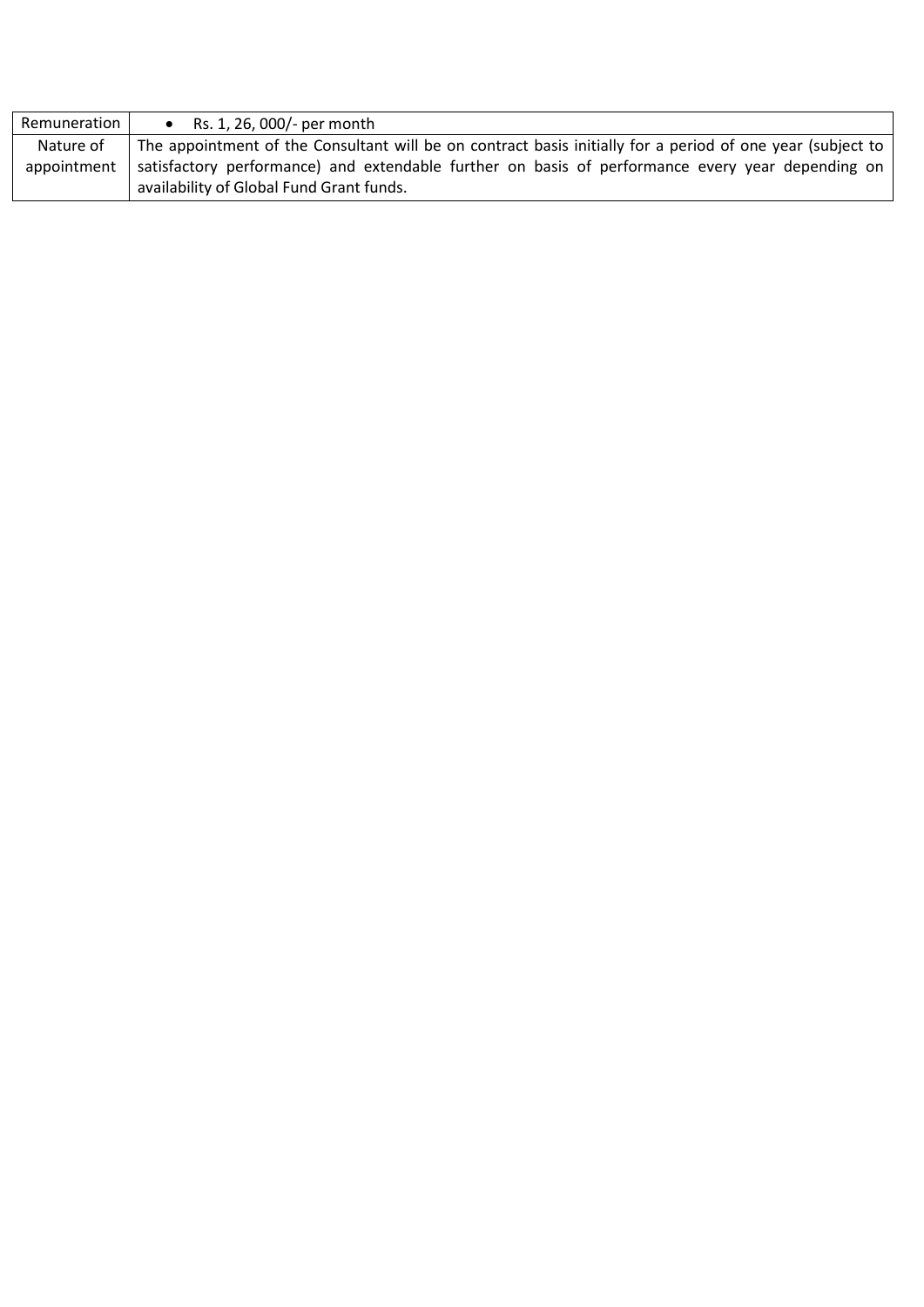| Remuneration | • Rs. 1, 26, 000/- per month |
|---|---|
| Nature of appointment | The appointment of the Consultant will be on contract basis initially for a period of one year (subject to satisfactory performance) and extendable further on basis of performance every year depending on availability of Global Fund Grant funds. |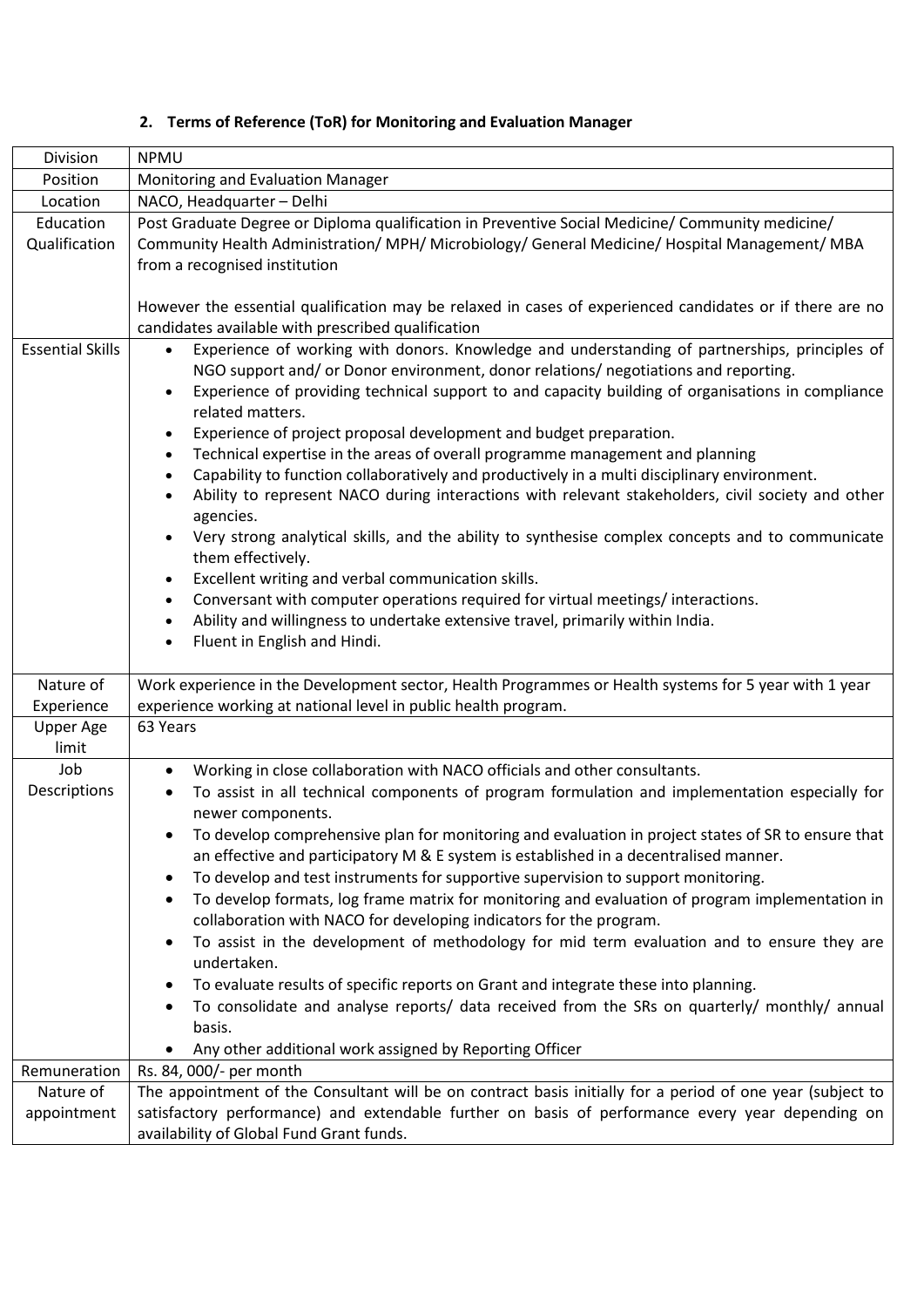### 2. Terms of Reference (ToR) for Monitoring and Evaluation Manager

| Division | NPMU |
|---|---|
| Position | Monitoring and Evaluation Manager |
| Location | NACO, Headquarter – Delhi |
| Education Qualification | Post Graduate Degree or Diploma qualification in Preventive Social Medicine/ Community medicine/ Community Health Administration/ MPH/ Microbiology/ General Medicine/ Hospital Management/ MBA from a recognised institution<br><br>However the essential qualification may be relaxed in cases of experienced candidates or if there are no candidates available with prescribed qualification |
| Essential Skills | • Experience of working with donors. Knowledge and understanding of partnerships, principles of NGO support and/ or Donor environment, donor relations/ negotiations and reporting.<br>• Experience of providing technical support to and capacity building of organisations in compliance related matters.<br>• Experience of project proposal development and budget preparation.<br>• Technical expertise in the areas of overall programme management and planning<br>• Capability to function collaboratively and productively in a multi disciplinary environment.<br>• Ability to represent NACO during interactions with relevant stakeholders, civil society and other agencies.<br>• Very strong analytical skills, and the ability to synthesise complex concepts and to communicate them effectively.<br>• Excellent writing and verbal communication skills.<br>• Conversant with computer operations required for virtual meetings/ interactions.<br>• Ability and willingness to undertake extensive travel, primarily within India.<br>• Fluent in English and Hindi. |
| Nature of Experience | Work experience in the Development sector, Health Programmes or Health systems for 5 year with 1 year experience working at national level in public health program. |
| Upper Age limit | 63 Years |
| Job Descriptions | • Working in close collaboration with NACO officials and other consultants.<br>• To assist in all technical components of program formulation and implementation especially for newer components.<br>• To develop comprehensive plan for monitoring and evaluation in project states of SR to ensure that an effective and participatory M & E system is established in a decentralised manner.<br>• To develop and test instruments for supportive supervision to support monitoring.<br>• To develop formats, log frame matrix for monitoring and evaluation of program implementation in collaboration with NACO for developing indicators for the program.<br>• To assist in the development of methodology for mid term evaluation and to ensure they are undertaken.<br>• To evaluate results of specific reports on Grant and integrate these into planning.<br>• To consolidate and analyse reports/ data received from the SRs on quarterly/ monthly/ annual basis.<br>• Any other additional work assigned by Reporting Officer |
| Remuneration | Rs. 84, 000/- per month |
| Nature of appointment | The appointment of the Consultant will be on contract basis initially for a period of one year (subject to satisfactory performance) and extendable further on basis of performance every year depending on availability of Global Fund Grant funds. |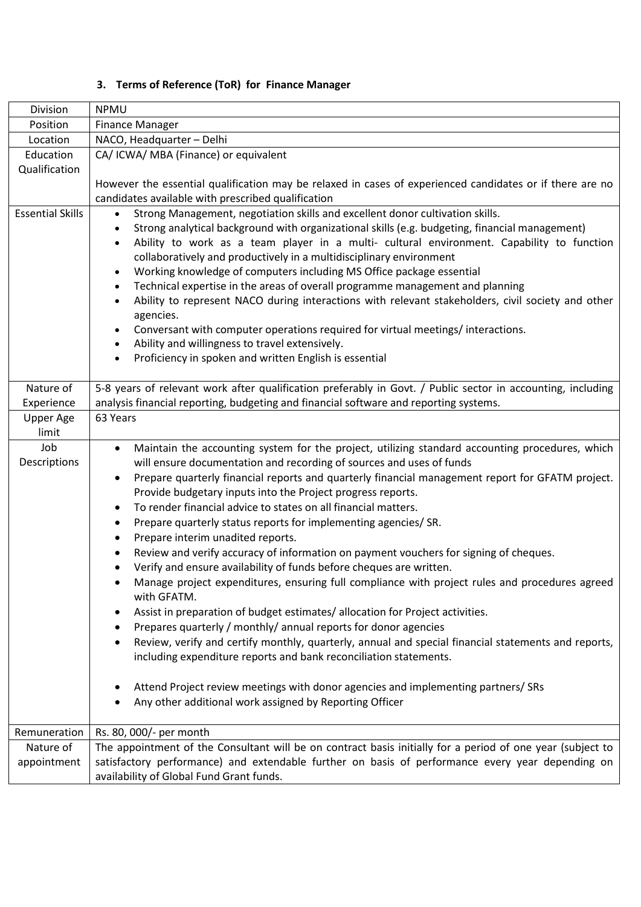### 3. Terms of Reference (ToR) for Finance Manager

| Division | NPMU |
|---|---|
| Position | Finance Manager |
| Location | NACO, Headquarter – Delhi |
| Education Qualification | CA/ ICWA/ MBA (Finance) or equivalent<br><br>However the essential qualification may be relaxed in cases of experienced candidates or if there are no candidates available with prescribed qualification |
| Essential Skills | • Strong Management, negotiation skills and excellent donor cultivation skills.<br>• Strong analytical background with organizational skills (e.g. budgeting, financial management)<br>• Ability to work as a team player in a multi- cultural environment. Capability to function collaboratively and productively in a multidisciplinary environment<br>• Working knowledge of computers including MS Office package essential<br>• Technical expertise in the areas of overall programme management and planning<br>• Ability to represent NACO during interactions with relevant stakeholders, civil society and other agencies.<br>• Conversant with computer operations required for virtual meetings/ interactions.<br>• Ability and willingness to travel extensively.<br>• Proficiency in spoken and written English is essential |
| Nature of Experience | 5-8 years of relevant work after qualification preferably in Govt. / Public sector in accounting, including analysis financial reporting, budgeting and financial software and reporting systems. |
| Upper Age limit | 63 Years |
| Job Descriptions | • Maintain the accounting system for the project, utilizing standard accounting procedures, which will ensure documentation and recording of sources and uses of funds<br>• Prepare quarterly financial reports and quarterly financial management report for GFATM project. Provide budgetary inputs into the Project progress reports.<br>• To render financial advice to states on all financial matters.<br>• Prepare quarterly status reports for implementing agencies/ SR.<br>• Prepare interim unadited reports.<br>• Review and verify accuracy of information on payment vouchers for signing of cheques.<br>• Verify and ensure availability of funds before cheques are written.<br>• Manage project expenditures, ensuring full compliance with project rules and procedures agreed with GFATM.<br>• Assist in preparation of budget estimates/ allocation for Project activities.<br>• Prepares quarterly / monthly/ annual reports for donor agencies<br>• Review, verify and certify monthly, quarterly, annual and special financial statements and reports, including expenditure reports and bank reconciliation statements.<br><br>• Attend Project review meetings with donor agencies and implementing partners/ SRs<br>• Any other additional work assigned by Reporting Officer |
| Remuneration | Rs. 80, 000/- per month |
| Nature of appointment | The appointment of the Consultant will be on contract basis initially for a period of one year (subject to satisfactory performance) and extendable further on basis of performance every year depending on availability of Global Fund Grant funds. |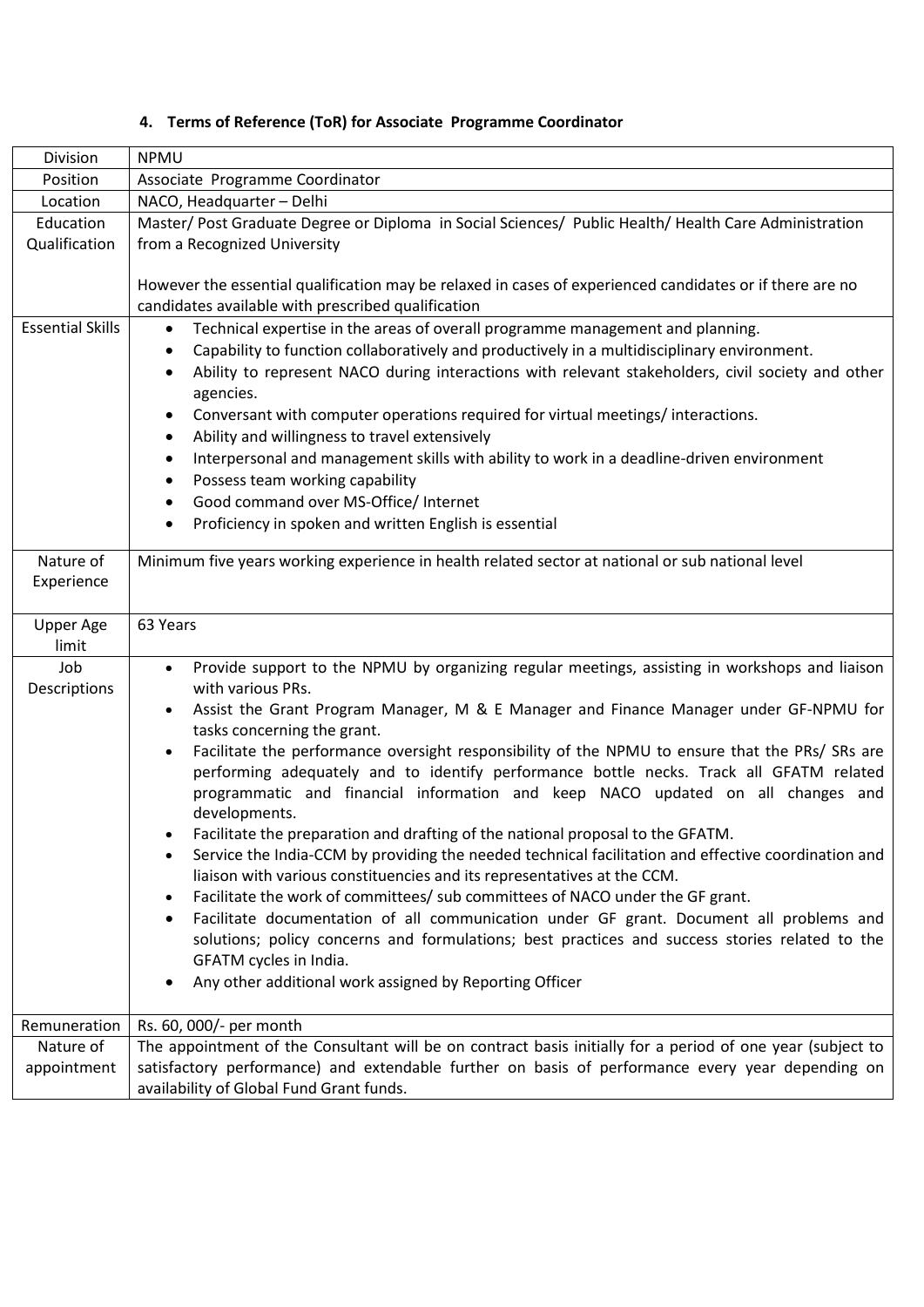#### 4. Terms of Reference (ToR) for Associate Programme Coordinator

| | |
|---|---|
| Division | NPMU |
| Position | Associate Programme Coordinator |
| Location | NACO, Headquarter – Delhi |
| Education Qualification | Master/ Post Graduate Degree or Diploma in Social Sciences/ Public Health/ Health Care Administration from a Recognized University<br><br>However the essential qualification may be relaxed in cases of experienced candidates or if there are no candidates available with prescribed qualification |
| Essential Skills | • Technical expertise in the areas of overall programme management and planning.<br>• Capability to function collaboratively and productively in a multidisciplinary environment.<br>• Ability to represent NACO during interactions with relevant stakeholders, civil society and other agencies.<br>• Conversant with computer operations required for virtual meetings/ interactions.<br>• Ability and willingness to travel extensively<br>• Interpersonal and management skills with ability to work in a deadline-driven environment<br>• Possess team working capability<br>• Good command over MS-Office/ Internet<br>• Proficiency in spoken and written English is essential |
| Nature of Experience | Minimum five years working experience in health related sector at national or sub national level |
| Upper Age limit | 63 Years |
| Job Descriptions | • Provide support to the NPMU by organizing regular meetings, assisting in workshops and liaison with various PRs.<br>• Assist the Grant Program Manager, M & E Manager and Finance Manager under GF-NPMU for tasks concerning the grant.<br>• Facilitate the performance oversight responsibility of the NPMU to ensure that the PRs/ SRs are performing adequately and to identify performance bottle necks. Track all GFATM related programmatic and financial information and keep NACO updated on all changes and developments.<br>• Facilitate the preparation and drafting of the national proposal to the GFATM.<br>• Service the India-CCM by providing the needed technical facilitation and effective coordination and liaison with various constituencies and its representatives at the CCM.<br>• Facilitate the work of committees/ sub committees of NACO under the GF grant.<br>• Facilitate documentation of all communication under GF grant. Document all problems and solutions; policy concerns and formulations; best practices and success stories related to the GFATM cycles in India.<br>• Any other additional work assigned by Reporting Officer |
| Remuneration | Rs. 60, 000/- per month |
| Nature of appointment | The appointment of the Consultant will be on contract basis initially for a period of one year (subject to satisfactory performance) and extendable further on basis of performance every year depending on availability of Global Fund Grant funds. |